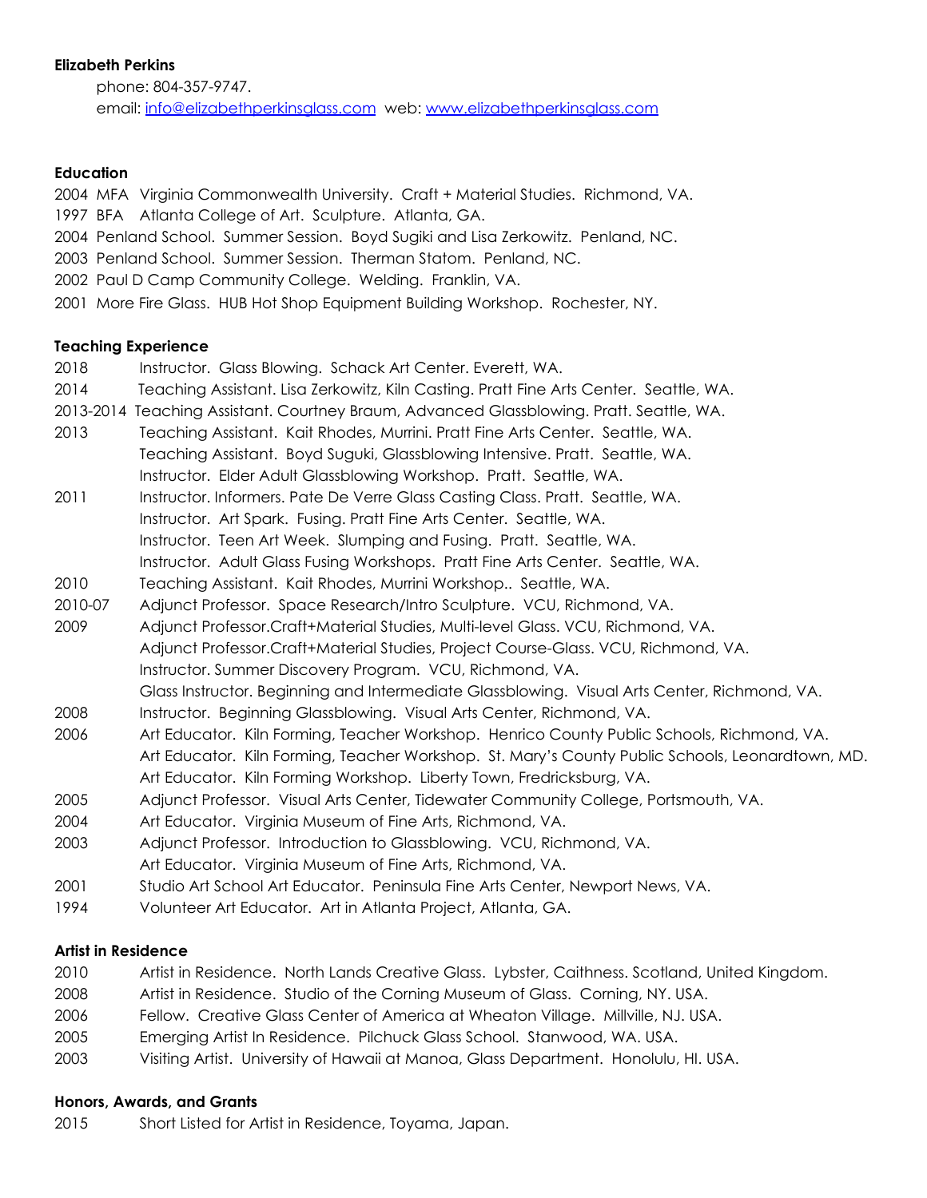**Elizabeth Perkins**

phone: 804-357-9747.
email: info@elizabethperkinsglass.com web: www.elizabethperkinsglass.com

**Education**

2004 MFA Virginia Commonwealth University. Craft + Material Studies. Richmond, VA.
1997 BFA Atlanta College of Art. Sculpture. Atlanta, GA.
2004 Penland School. Summer Session. Boyd Sugiki and Lisa Zerkowitz. Penland, NC.
2003 Penland School. Summer Session. Therman Statom. Penland, NC.
2002 Paul D Camp Community College. Welding. Franklin, VA.
2001 More Fire Glass. HUB Hot Shop Equipment Building Workshop. Rochester, NY.

**Teaching Experience**

2018 Instructor. Glass Blowing. Schack Art Center. Everett, WA.
2014 Teaching Assistant. Lisa Zerkowitz, Kiln Casting. Pratt Fine Arts Center. Seattle, WA.
2013-2014 Teaching Assistant. Courtney Braum, Advanced Glassblowing. Pratt. Seattle, WA.
2013 Teaching Assistant. Kait Rhodes, Murrini. Pratt Fine Arts Center. Seattle, WA.
Teaching Assistant. Boyd Suguki, Glassblowing Intensive. Pratt. Seattle, WA.
Instructor. Elder Adult Glassblowing Workshop. Pratt. Seattle, WA.
2011 Instructor. Informers. Pate De Verre Glass Casting Class. Pratt. Seattle, WA.
Instructor. Art Spark. Fusing. Pratt Fine Arts Center. Seattle, WA.
Instructor. Teen Art Week. Slumping and Fusing. Pratt. Seattle, WA.
Instructor. Adult Glass Fusing Workshops. Pratt Fine Arts Center. Seattle, WA.
2010 Teaching Assistant. Kait Rhodes, Murrini Workshop.. Seattle, WA.
2010-07 Adjunct Professor. Space Research/Intro Sculpture. VCU, Richmond, VA.
2009 Adjunct Professor.Craft+Material Studies, Multi-level Glass. VCU, Richmond, VA.
Adjunct Professor.Craft+Material Studies, Project Course-Glass. VCU, Richmond, VA.
Instructor. Summer Discovery Program. VCU, Richmond, VA.
Glass Instructor. Beginning and Intermediate Glassblowing. Visual Arts Center, Richmond, VA.
2008 Instructor. Beginning Glassblowing. Visual Arts Center, Richmond, VA.
2006 Art Educator. Kiln Forming, Teacher Workshop. Henrico County Public Schools, Richmond, VA.
Art Educator. Kiln Forming, Teacher Workshop. St. Mary's County Public Schools, Leonardtown, MD.
Art Educator. Kiln Forming Workshop. Liberty Town, Fredricksburg, VA.
2005 Adjunct Professor. Visual Arts Center, Tidewater Community College, Portsmouth, VA.
2004 Art Educator. Virginia Museum of Fine Arts, Richmond, VA.
2003 Adjunct Professor. Introduction to Glassblowing. VCU, Richmond, VA.
Art Educator. Virginia Museum of Fine Arts, Richmond, VA.
2001 Studio Art School Art Educator. Peninsula Fine Arts Center, Newport News, VA.
1994 Volunteer Art Educator. Art in Atlanta Project, Atlanta, GA.

**Artist in Residence**

2010 Artist in Residence. North Lands Creative Glass. Lybster, Caithness. Scotland, United Kingdom.
2008 Artist in Residence. Studio of the Corning Museum of Glass. Corning, NY. USA.
2006 Fellow. Creative Glass Center of America at Wheaton Village. Millville, NJ. USA.
2005 Emerging Artist In Residence. Pilchuck Glass School. Stanwood, WA. USA.
2003 Visiting Artist. University of Hawaii at Manoa, Glass Department. Honolulu, HI. USA.

**Honors, Awards, and Grants**

2015 Short Listed for Artist in Residence, Toyama, Japan.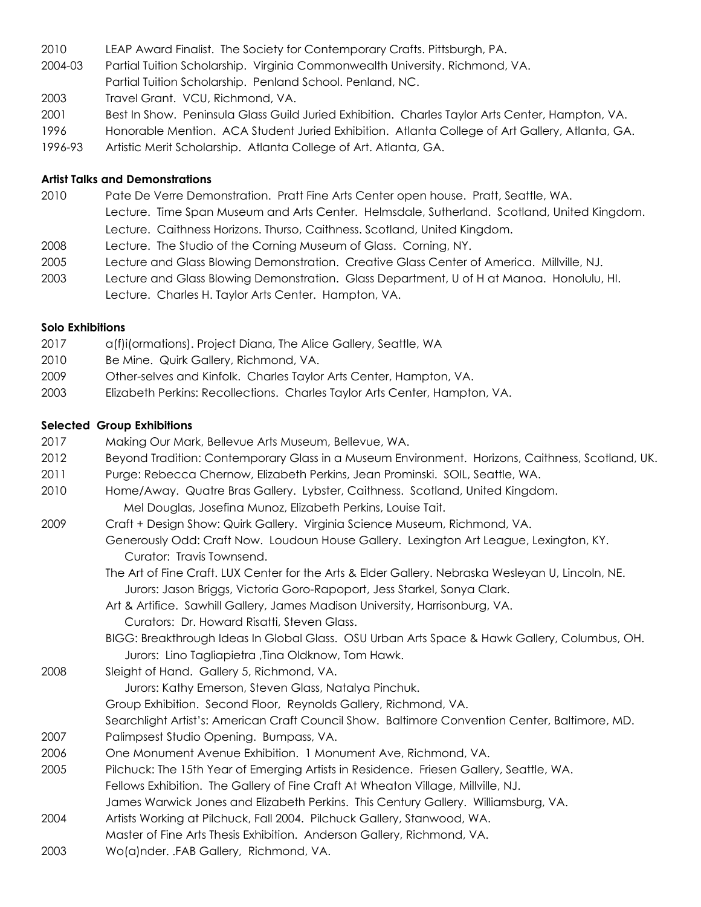2010 LEAP Award Finalist. The Society for Contemporary Crafts. Pittsburgh, PA.
2004-03 Partial Tuition Scholarship. Virginia Commonwealth University. Richmond, VA.
Partial Tuition Scholarship. Penland School. Penland, NC.
2003 Travel Grant. VCU, Richmond, VA.
2001 Best In Show. Peninsula Glass Guild Juried Exhibition. Charles Taylor Arts Center, Hampton, VA.
1996 Honorable Mention. ACA Student Juried Exhibition. Atlanta College of Art Gallery, Atlanta, GA.
1996-93 Artistic Merit Scholarship. Atlanta College of Art. Atlanta, GA.

**Artist Talks and Demonstrations**

2010 Pate De Verre Demonstration. Pratt Fine Arts Center open house. Pratt, Seattle, WA.
Lecture. Time Span Museum and Arts Center. Helmsdale, Sutherland. Scotland, United Kingdom.
Lecture. Caithness Horizons. Thurso, Caithness. Scotland, United Kingdom.
2008 Lecture. The Studio of the Corning Museum of Glass. Corning, NY.
2005 Lecture and Glass Blowing Demonstration. Creative Glass Center of America. Millville, NJ.
2003 Lecture and Glass Blowing Demonstration. Glass Department, U of H at Manoa. Honolulu, HI.
Lecture. Charles H. Taylor Arts Center. Hampton, VA.

**Solo Exhibitions**

2017 a(f)i(ormations). Project Diana, The Alice Gallery, Seattle, WA
2010 Be Mine. Quirk Gallery, Richmond, VA.
2009 Other-selves and Kinfolk. Charles Taylor Arts Center, Hampton, VA.
2003 Elizabeth Perkins: Recollections. Charles Taylor Arts Center, Hampton, VA.

**Selected Group Exhibitions**

2017 Making Our Mark, Bellevue Arts Museum, Bellevue, WA.
2012 Beyond Tradition: Contemporary Glass in a Museum Environment. Horizons, Caithness, Scotland, UK.
2011 Purge: Rebecca Chernow, Elizabeth Perkins, Jean Prominski. SOIL, Seattle, WA.
2010 Home/Away. Quatre Bras Gallery. Lybster, Caithness. Scotland, United Kingdom.
Mel Douglas, Josefina Munoz, Elizabeth Perkins, Louise Tait.
2009 Craft + Design Show: Quirk Gallery. Virginia Science Museum, Richmond, VA.
Generously Odd: Craft Now. Loudoun House Gallery. Lexington Art League, Lexington, KY.
Curator: Travis Townsend.
The Art of Fine Craft. LUX Center for the Arts & Elder Gallery. Nebraska Wesleyan U, Lincoln, NE.
Jurors: Jason Briggs, Victoria Goro-Rapoport, Jess Starkel, Sonya Clark.
Art & Artifice. Sawhill Gallery, James Madison University, Harrisonburg, VA.
Curators: Dr. Howard Risatti, Steven Glass.
BIGG: Breakthrough Ideas In Global Glass. OSU Urban Arts Space & Hawk Gallery, Columbus, OH.
Jurors: Lino Tagliapietra ,Tina Oldknow, Tom Hawk.
2008 Sleight of Hand. Gallery 5, Richmond, VA.
Jurors: Kathy Emerson, Steven Glass, Natalya Pinchuk.
Group Exhibition. Second Floor, Reynolds Gallery, Richmond, VA.
Searchlight Artist's: American Craft Council Show. Baltimore Convention Center, Baltimore, MD.
2007 Palimpsest Studio Opening. Bumpass, VA.
2006 One Monument Avenue Exhibition. 1 Monument Ave, Richmond, VA.
2005 Pilchuck: The 15th Year of Emerging Artists in Residence. Friesen Gallery, Seattle, WA.
Fellows Exhibition. The Gallery of Fine Craft At Wheaton Village, Millville, NJ.
James Warwick Jones and Elizabeth Perkins. This Century Gallery. Williamsburg, VA.
2004 Artists Working at Pilchuck, Fall 2004. Pilchuck Gallery, Stanwood, WA.
Master of Fine Arts Thesis Exhibition. Anderson Gallery, Richmond, VA.
2003 Wo(a)nder. .FAB Gallery, Richmond, VA.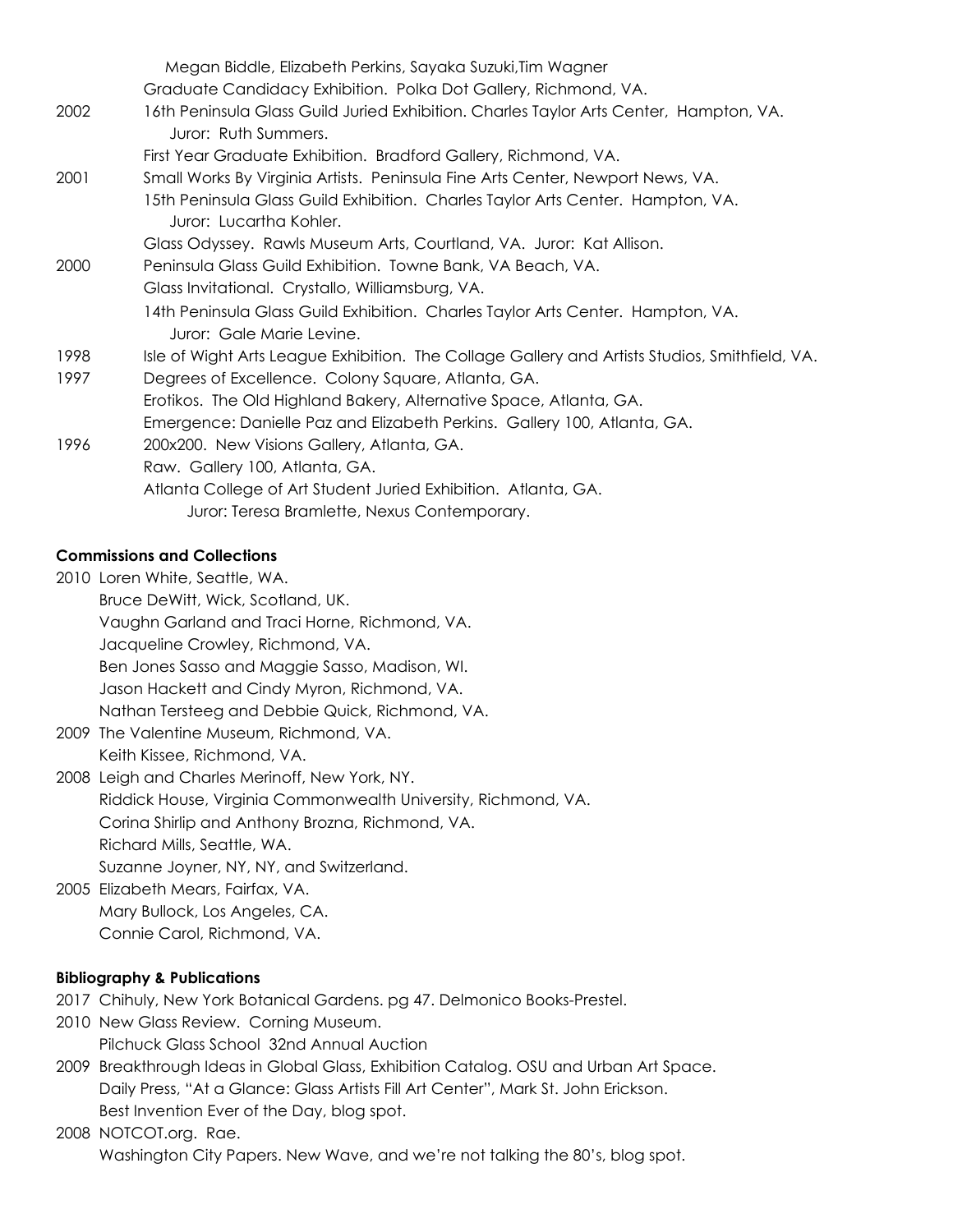Megan Biddle, Elizabeth Perkins, Sayaka Suzuki,Tim Wagner
Graduate Candidacy Exhibition. Polka Dot Gallery, Richmond, VA.

2002 16th Peninsula Glass Guild Juried Exhibition. Charles Taylor Arts Center, Hampton, VA.
Juror: Ruth Summers.
First Year Graduate Exhibition. Bradford Gallery, Richmond, VA.

2001 Small Works By Virginia Artists. Peninsula Fine Arts Center, Newport News, VA.
15th Peninsula Glass Guild Exhibition. Charles Taylor Arts Center. Hampton, VA.
Juror: Lucartha Kohler.
Glass Odyssey. Rawls Museum Arts, Courtland, VA. Juror: Kat Allison.

2000 Peninsula Glass Guild Exhibition. Towne Bank, VA Beach, VA.
Glass Invitational. Crystallo, Williamsburg, VA.
14th Peninsula Glass Guild Exhibition. Charles Taylor Arts Center. Hampton, VA.
Juror: Gale Marie Levine.

1998 Isle of Wight Arts League Exhibition. The Collage Gallery and Artists Studios, Smithfield, VA.

1997 Degrees of Excellence. Colony Square, Atlanta, GA.
Erotikos. The Old Highland Bakery, Alternative Space, Atlanta, GA.
Emergence: Danielle Paz and Elizabeth Perkins. Gallery 100, Atlanta, GA.

1996 200x200. New Visions Gallery, Atlanta, GA.
Raw. Gallery 100, Atlanta, GA.
Atlanta College of Art Student Juried Exhibition. Atlanta, GA.
Juror: Teresa Bramlette, Nexus Contemporary.

**Commissions and Collections**

2010 Loren White, Seattle, WA.
Bruce DeWitt, Wick, Scotland, UK.
Vaughn Garland and Traci Horne, Richmond, VA.
Jacqueline Crowley, Richmond, VA.
Ben Jones Sasso and Maggie Sasso, Madison, WI.
Jason Hackett and Cindy Myron, Richmond, VA.
Nathan Tersteeg and Debbie Quick, Richmond, VA.

2009 The Valentine Museum, Richmond, VA.
Keith Kissee, Richmond, VA.

2008 Leigh and Charles Merinoff, New York, NY.
Riddick House, Virginia Commonwealth University, Richmond, VA.
Corina Shirlip and Anthony Brozna, Richmond, VA.
Richard Mills, Seattle, WA.
Suzanne Joyner, NY, NY, and Switzerland.

2005 Elizabeth Mears, Fairfax, VA.
Mary Bullock, Los Angeles, CA.
Connie Carol, Richmond, VA.

**Bibliography & Publications**

2017 Chihuly, New York Botanical Gardens. pg 47. Delmonico Books-Prestel.

2010 New Glass Review. Corning Museum.
Pilchuck Glass School 32nd Annual Auction

2009 Breakthrough Ideas in Global Glass, Exhibition Catalog. OSU and Urban Art Space.
Daily Press, "At a Glance: Glass Artists Fill Art Center", Mark St. John Erickson.
Best Invention Ever of the Day, blog spot.

2008 NOTCOT.org. Rae.
Washington City Papers. New Wave, and we're not talking the 80's, blog spot.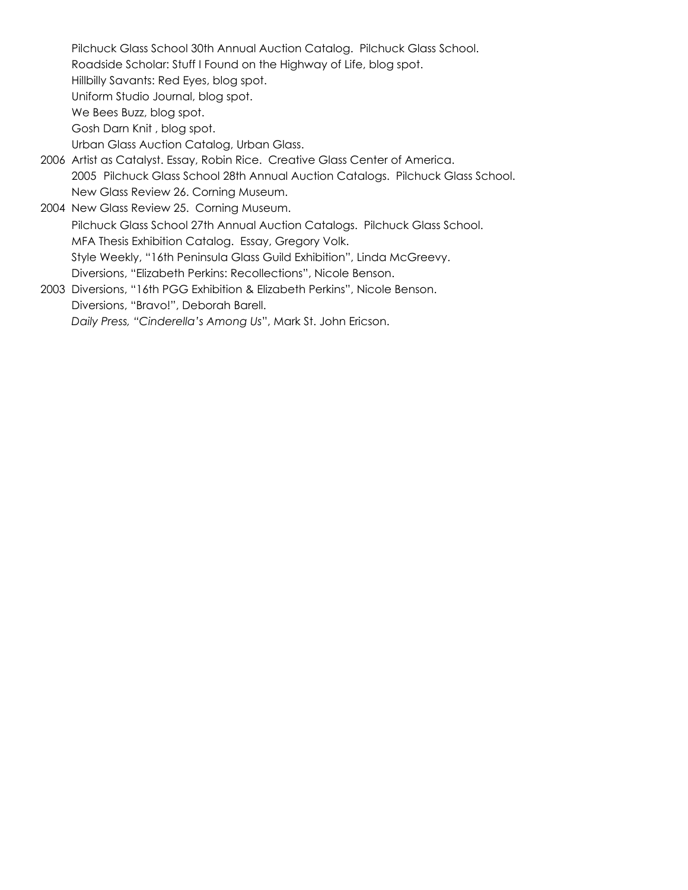Pilchuck Glass School 30th Annual Auction Catalog. Pilchuck Glass School.
Roadside Scholar: Stuff I Found on the Highway of Life, blog spot.
Hillbilly Savants: Red Eyes, blog spot.
Uniform Studio Journal, blog spot.
We Bees Buzz, blog spot.
Gosh Darn Knit , blog spot.
Urban Glass Auction Catalog, Urban Glass.

2006 Artist as Catalyst. Essay, Robin Rice. Creative Glass Center of America.
2005 Pilchuck Glass School 28th Annual Auction Catalogs. Pilchuck Glass School.
New Glass Review 26. Corning Museum.

2004 New Glass Review 25. Corning Museum.
Pilchuck Glass School 27th Annual Auction Catalogs. Pilchuck Glass School.
MFA Thesis Exhibition Catalog. Essay, Gregory Volk.
Style Weekly, "16th Peninsula Glass Guild Exhibition", Linda McGreevy.
Diversions, "Elizabeth Perkins: Recollections", Nicole Benson.

2003 Diversions, "16th PGG Exhibition & Elizabeth Perkins", Nicole Benson.
Diversions, "Bravo!", Deborah Barell.
*Daily Press, "Cinderella's Among Us*", Mark St. John Ericson.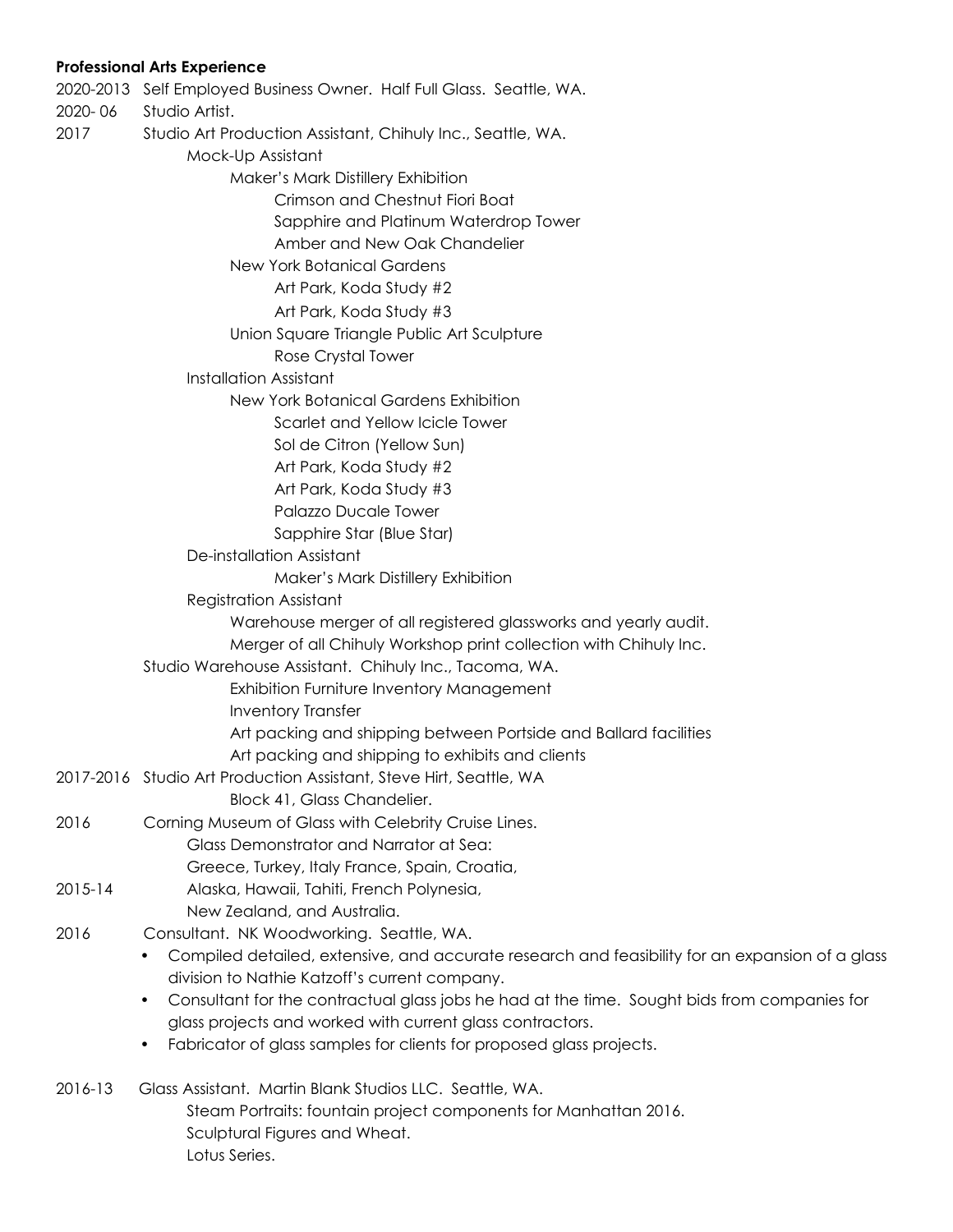**Professional Arts Experience**

2020-2013 Self Employed Business Owner. Half Full Glass. Seattle, WA.

2020- 06 Studio Artist.

2017 Studio Art Production Assistant, Chihuly Inc., Seattle, WA.

- Mock-Up Assistant
  - Maker's Mark Distillery Exhibition
    - Crimson and Chestnut Fiori Boat
    - Sapphire and Platinum Waterdrop Tower
    - Amber and New Oak Chandelier
  - New York Botanical Gardens
    - Art Park, Koda Study #2
    - Art Park, Koda Study #3
  - Union Square Triangle Public Art Sculpture
    - Rose Crystal Tower
- Installation Assistant
  - New York Botanical Gardens Exhibition
    - Scarlet and Yellow Icicle Tower
    - Sol de Citron (Yellow Sun)
    - Art Park, Koda Study #2
    - Art Park, Koda Study #3
    - Palazzo Ducale Tower
    - Sapphire Star (Blue Star)
- De-installation Assistant
  - Maker's Mark Distillery Exhibition
- Registration Assistant
  - Warehouse merger of all registered glassworks and yearly audit.
  - Merger of all Chihuly Workshop print collection with Chihuly Inc.

Studio Warehouse Assistant. Chihuly Inc., Tacoma, WA.

- Exhibition Furniture Inventory Management
- Inventory Transfer
- Art packing and shipping between Portside and Ballard facilities
- Art packing and shipping to exhibits and clients

2017-2016 Studio Art Production Assistant, Steve Hirt, Seattle, WA

- Block 41, Glass Chandelier.

2016 Corning Museum of Glass with Celebrity Cruise Lines.

Glass Demonstrator and Narrator at Sea:
Greece, Turkey, Italy France, Spain, Croatia,

2015-14 Alaska, Hawaii, Tahiti, French Polynesia,
New Zealand, and Australia.

2016 Consultant. NK Woodworking. Seattle, WA.

- Compiled detailed, extensive, and accurate research and feasibility for an expansion of a glass division to Nathie Katzoff's current company.
- Consultant for the contractual glass jobs he had at the time. Sought bids from companies for glass projects and worked with current glass contractors.
- Fabricator of glass samples for clients for proposed glass projects.

2016-13 Glass Assistant. Martin Blank Studios LLC. Seattle, WA.

- Steam Portraits: fountain project components for Manhattan 2016.
- Sculptural Figures and Wheat.
- Lotus Series.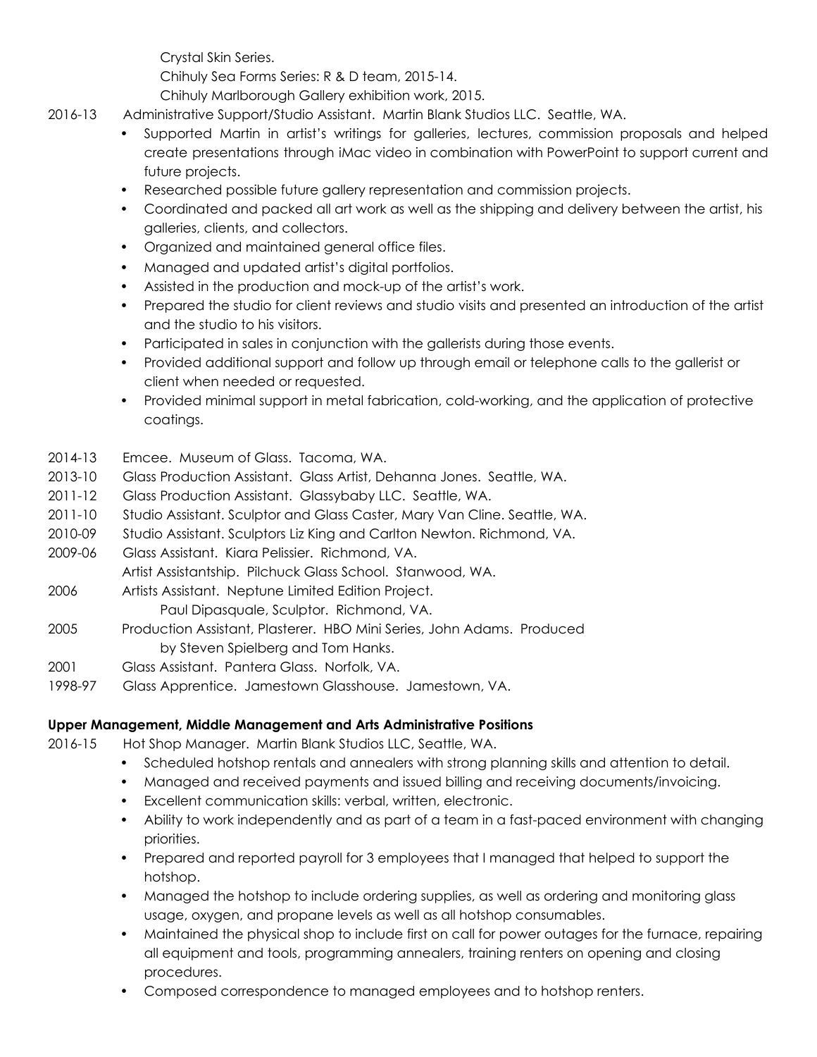Crystal Skin Series.
Chihuly Sea Forms Series: R & D team, 2015-14.
Chihuly Marlborough Gallery exhibition work, 2015.

2016-13 Administrative Support/Studio Assistant. Martin Blank Studios LLC. Seattle, WA.

- Supported Martin in artist's writings for galleries, lectures, commission proposals and helped create presentations through iMac video in combination with PowerPoint to support current and future projects.
- Researched possible future gallery representation and commission projects.
- Coordinated and packed all art work as well as the shipping and delivery between the artist, his galleries, clients, and collectors.
- Organized and maintained general office files.
- Managed and updated artist's digital portfolios.
- Assisted in the production and mock-up of the artist's work.
- Prepared the studio for client reviews and studio visits and presented an introduction of the artist and the studio to his visitors.
- Participated in sales in conjunction with the gallerists during those events.
- Provided additional support and follow up through email or telephone calls to the gallerist or client when needed or requested.
- Provided minimal support in metal fabrication, cold-working, and the application of protective coatings.

2014-13 Emcee. Museum of Glass. Tacoma, WA.
2013-10 Glass Production Assistant. Glass Artist, Dehanna Jones. Seattle, WA.
2011-12 Glass Production Assistant. Glassybaby LLC. Seattle, WA.
2011-10 Studio Assistant. Sculptor and Glass Caster, Mary Van Cline. Seattle, WA.
2010-09 Studio Assistant. Sculptors Liz King and Carlton Newton. Richmond, VA.
2009-06 Glass Assistant. Kiara Pelissier. Richmond, VA.
Artist Assistantship. Pilchuck Glass School. Stanwood, WA.
2006 Artists Assistant. Neptune Limited Edition Project.
Paul Dipasquale, Sculptor. Richmond, VA.
2005 Production Assistant, Plasterer. HBO Mini Series, John Adams. Produced by Steven Spielberg and Tom Hanks.
2001 Glass Assistant. Pantera Glass. Norfolk, VA.
1998-97 Glass Apprentice. Jamestown Glasshouse. Jamestown, VA.

**Upper Management, Middle Management and Arts Administrative Positions**

2016-15 Hot Shop Manager. Martin Blank Studios LLC, Seattle, WA.

- Scheduled hotshop rentals and annealers with strong planning skills and attention to detail.
- Managed and received payments and issued billing and receiving documents/invoicing.
- Excellent communication skills: verbal, written, electronic.
- Ability to work independently and as part of a team in a fast-paced environment with changing priorities.
- Prepared and reported payroll for 3 employees that I managed that helped to support the hotshop.
- Managed the hotshop to include ordering supplies, as well as ordering and monitoring glass usage, oxygen, and propane levels as well as all hotshop consumables.
- Maintained the physical shop to include first on call for power outages for the furnace, repairing all equipment and tools, programming annealers, training renters on opening and closing procedures.
- Composed correspondence to managed employees and to hotshop renters.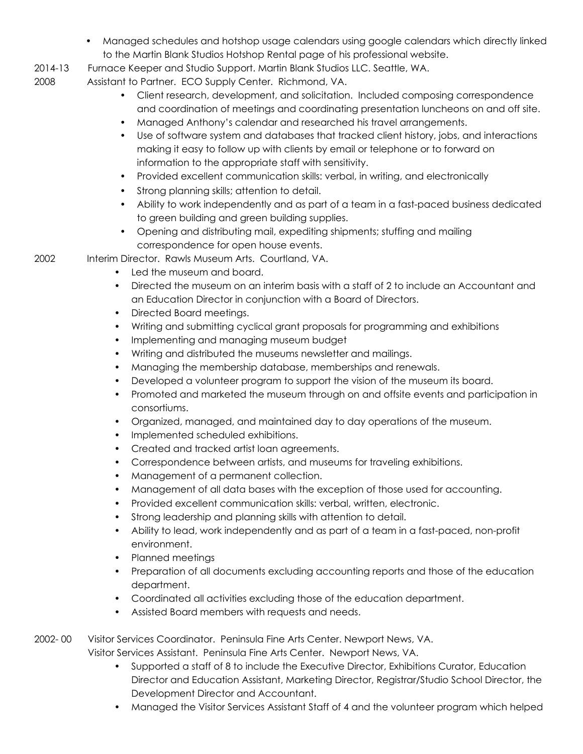- Managed schedules and hotshop usage calendars using google calendars which directly linked to the Martin Blank Studios Hotshop Rental page of his professional website.

2014-13 Furnace Keeper and Studio Support. Martin Blank Studios LLC. Seattle, WA.

2008 Assistant to Partner. ECO Supply Center. Richmond, VA.

- Client research, development, and solicitation. Included composing correspondence and coordination of meetings and coordinating presentation luncheons on and off site.
- Managed Anthony's calendar and researched his travel arrangements.
- Use of software system and databases that tracked client history, jobs, and interactions making it easy to follow up with clients by email or telephone or to forward on information to the appropriate staff with sensitivity.
- Provided excellent communication skills: verbal, in writing, and electronically
- Strong planning skills; attention to detail.
- Ability to work independently and as part of a team in a fast-paced business dedicated to green building and green building supplies.
- Opening and distributing mail, expediting shipments; stuffing and mailing correspondence for open house events.

2002 Interim Director. Rawls Museum Arts. Courtland, VA.

- Led the museum and board.
- Directed the museum on an interim basis with a staff of 2 to include an Accountant and an Education Director in conjunction with a Board of Directors.
- Directed Board meetings.
- Writing and submitting cyclical grant proposals for programming and exhibitions
- Implementing and managing museum budget
- Writing and distributed the museums newsletter and mailings.
- Managing the membership database, memberships and renewals.
- Developed a volunteer program to support the vision of the museum its board.
- Promoted and marketed the museum through on and offsite events and participation in consortiums.
- Organized, managed, and maintained day to day operations of the museum.
- Implemented scheduled exhibitions.
- Created and tracked artist loan agreements.
- Correspondence between artists, and museums for traveling exhibitions.
- Management of a permanent collection.
- Management of all data bases with the exception of those used for accounting.
- Provided excellent communication skills: verbal, written, electronic.
- Strong leadership and planning skills with attention to detail.
- Ability to lead, work independently and as part of a team in a fast-paced, non-profit environment.
- Planned meetings
- Preparation of all documents excluding accounting reports and those of the education department.
- Coordinated all activities excluding those of the education department.
- Assisted Board members with requests and needs.

2002- 00 Visitor Services Coordinator. Peninsula Fine Arts Center. Newport News, VA.
Visitor Services Assistant. Peninsula Fine Arts Center. Newport News, VA.

- Supported a staff of 8 to include the Executive Director, Exhibitions Curator, Education Director and Education Assistant, Marketing Director, Registrar/Studio School Director, the Development Director and Accountant.
- Managed the Visitor Services Assistant Staff of 4 and the volunteer program which helped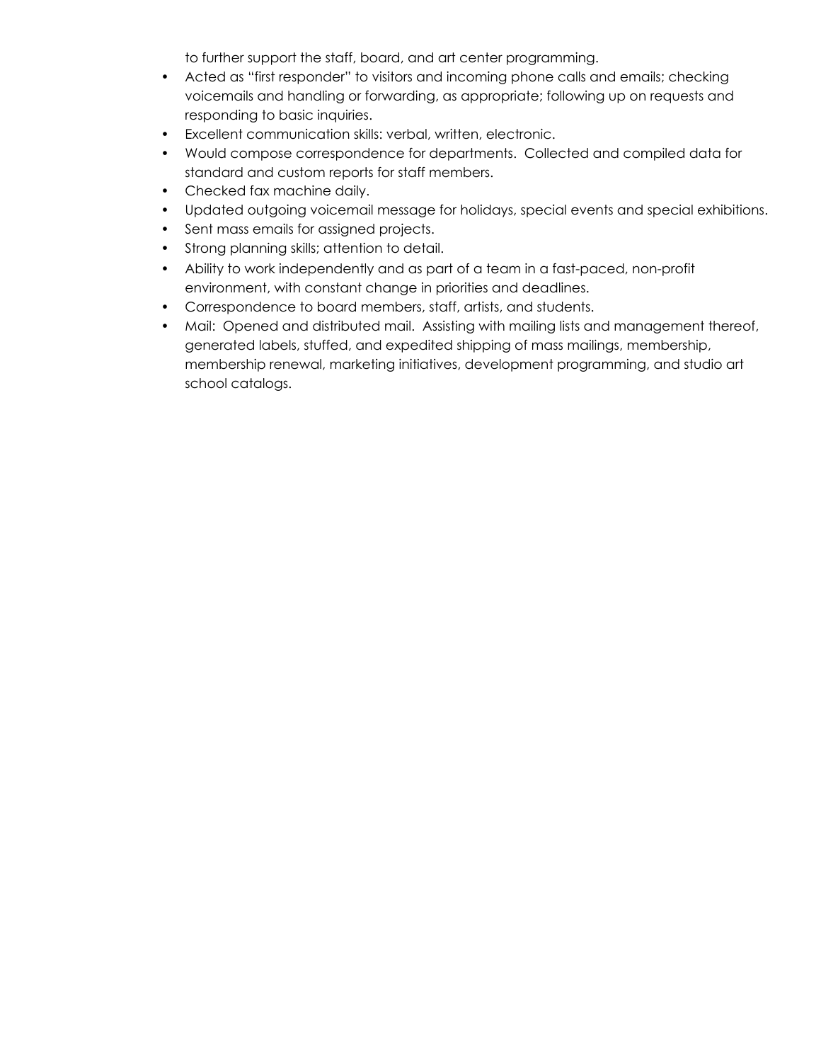to further support the staff, board, and art center programming.

- Acted as "first responder" to visitors and incoming phone calls and emails; checking voicemails and handling or forwarding, as appropriate; following up on requests and responding to basic inquiries.
- Excellent communication skills: verbal, written, electronic.
- Would compose correspondence for departments. Collected and compiled data for standard and custom reports for staff members.
- Checked fax machine daily.
- Updated outgoing voicemail message for holidays, special events and special exhibitions.
- Sent mass emails for assigned projects.
- Strong planning skills; attention to detail.
- Ability to work independently and as part of a team in a fast-paced, non-profit environment, with constant change in priorities and deadlines.
- Correspondence to board members, staff, artists, and students.
- Mail: Opened and distributed mail. Assisting with mailing lists and management thereof, generated labels, stuffed, and expedited shipping of mass mailings, membership, membership renewal, marketing initiatives, development programming, and studio art school catalogs.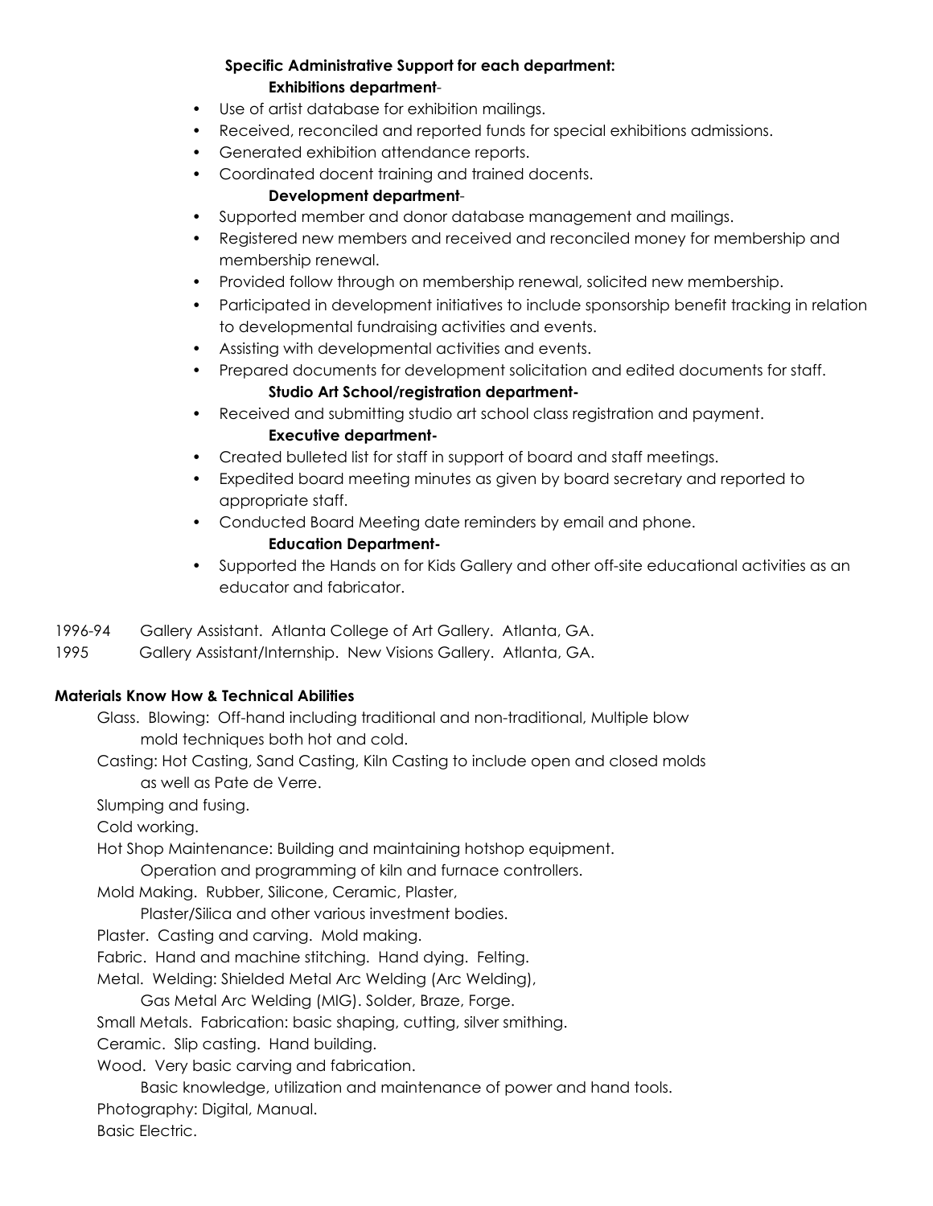**Specific Administrative Support for each department:**

**Exhibitions department**-

- Use of artist database for exhibition mailings.
- Received, reconciled and reported funds for special exhibitions admissions.
- Generated exhibition attendance reports.
- Coordinated docent training and trained docents.

**Development department**-

- Supported member and donor database management and mailings.
- Registered new members and received and reconciled money for membership and membership renewal.
- Provided follow through on membership renewal, solicited new membership.
- Participated in development initiatives to include sponsorship benefit tracking in relation to developmental fundraising activities and events.
- Assisting with developmental activities and events.
- Prepared documents for development solicitation and edited documents for staff.

**Studio Art School/registration department-**

- Received and submitting studio art school class registration and payment.

**Executive department-**

- Created bulleted list for staff in support of board and staff meetings.
- Expedited board meeting minutes as given by board secretary and reported to appropriate staff.
- Conducted Board Meeting date reminders by email and phone.

**Education Department-**

- Supported the Hands on for Kids Gallery and other off-site educational activities as an educator and fabricator.

1996-94 Gallery Assistant. Atlanta College of Art Gallery. Atlanta, GA.

1995 Gallery Assistant/Internship. New Visions Gallery. Atlanta, GA.

**Materials Know How & Technical Abilities**

Glass. Blowing: Off-hand including traditional and non-traditional, Multiple blow mold techniques both hot and cold.

Casting: Hot Casting, Sand Casting, Kiln Casting to include open and closed molds as well as Pate de Verre.

Slumping and fusing.

Cold working.

Hot Shop Maintenance: Building and maintaining hotshop equipment. Operation and programming of kiln and furnace controllers.

Mold Making. Rubber, Silicone, Ceramic, Plaster, Plaster/Silica and other various investment bodies.

Plaster. Casting and carving. Mold making.

Fabric. Hand and machine stitching. Hand dying. Felting.

Metal. Welding: Shielded Metal Arc Welding (Arc Welding), Gas Metal Arc Welding (MIG). Solder, Braze, Forge.

Small Metals. Fabrication: basic shaping, cutting, silver smithing.

Ceramic. Slip casting. Hand building.

Wood. Very basic carving and fabrication. Basic knowledge, utilization and maintenance of power and hand tools.

Photography: Digital, Manual.

Basic Electric.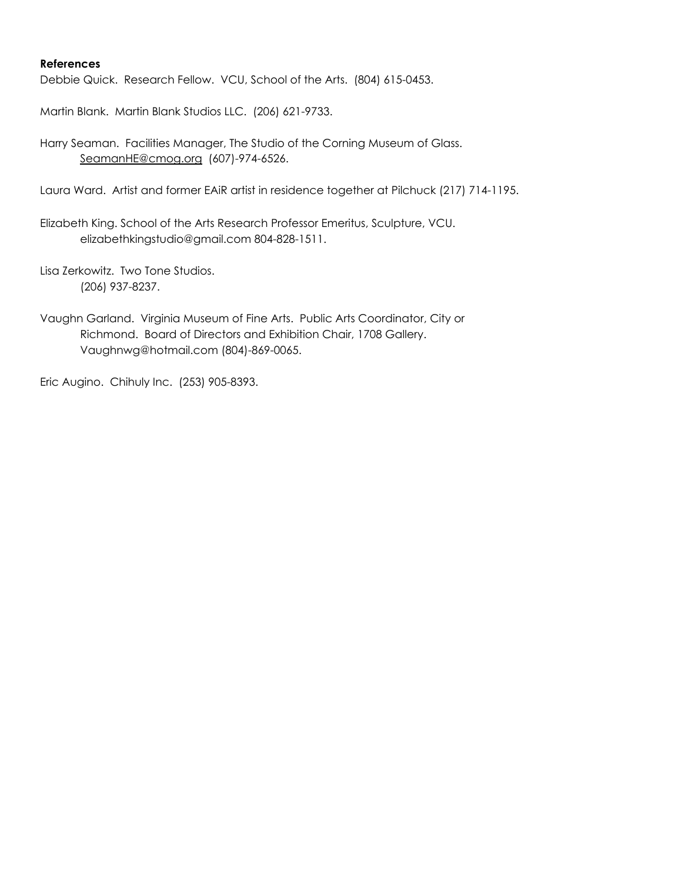**References**

Debbie Quick. Research Fellow. VCU, School of the Arts. (804) 615-0453.

Martin Blank. Martin Blank Studios LLC. (206) 621-9733.

Harry Seaman. Facilities Manager, The Studio of the Corning Museum of Glass.
SeamanHE@cmog.org (607)-974-6526.

Laura Ward. Artist and former EAiR artist in residence together at Pilchuck (217) 714-1195.

Elizabeth King. School of the Arts Research Professor Emeritus, Sculpture, VCU.
elizabethkingstudio@gmail.com 804-828-1511.

Lisa Zerkowitz. Two Tone Studios.
(206) 937-8237.

Vaughn Garland. Virginia Museum of Fine Arts. Public Arts Coordinator, City or Richmond. Board of Directors and Exhibition Chair, 1708 Gallery.
Vaughnwg@hotmail.com (804)-869-0065.

Eric Augino. Chihuly Inc. (253) 905-8393.